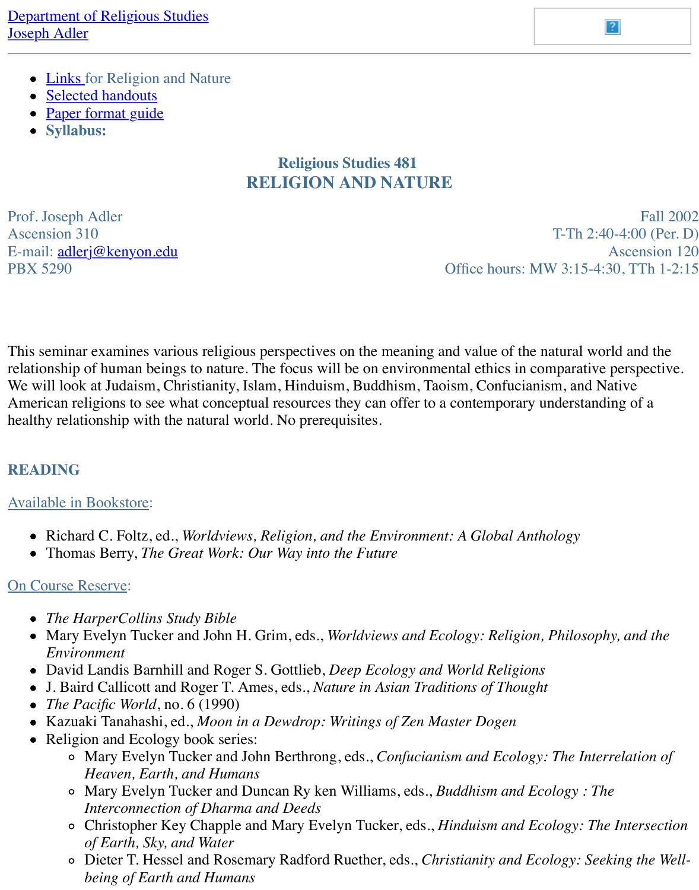[Department of Religious Studies](#)
[Joseph Adler](#)

- [Links](#) for Religion and Nature
- [Selected handouts](#)
- [Paper format guide](#)
- **Syllabus:**

## Religious Studies 481
# RELIGION AND NATURE

Prof. Joseph Adler
Ascension 310
E-mail: adlerj@kenyon.edu
PBX 5290

Fall 2002
T-Th 2:40-4:00 (Per. D)
Ascension 120
Office hours: MW 3:15-4:30, TTh 1-2:15

This seminar examines various religious perspectives on the meaning and value of the natural world and the relationship of human beings to nature. The focus will be on environmental ethics in comparative perspective. We will look at Judaism, Christianity, Islam, Hinduism, Buddhism, Taoism, Confucianism, and Native American religions to see what conceptual resources they can offer to a contemporary understanding of a healthy relationship with the natural world. No prerequisites.

## READING

Available in Bookstore:

- Richard C. Foltz, ed., *Worldviews, Religion, and the Environment: A Global Anthology*
- Thomas Berry, *The Great Work: Our Way into the Future*

On Course Reserve:

- *The HarperCollins Study Bible*
- Mary Evelyn Tucker and John H. Grim, eds., *Worldviews and Ecology: Religion, Philosophy, and the Environment*
- David Landis Barnhill and Roger S. Gottlieb, *Deep Ecology and World Religions*
- J. Baird Callicott and Roger T. Ames, eds., *Nature in Asian Traditions of Thought*
- *The Pacific World*, no. 6 (1990)
- Kazuaki Tanahashi, ed., *Moon in a Dewdrop: Writings of Zen Master Dogen*
- Religion and Ecology book series:
  - Mary Evelyn Tucker and John Berthrong, eds., *Confucianism and Ecology: The Interrelation of Heaven, Earth, and Humans*
  - Mary Evelyn Tucker and Duncan Ry ken Williams, eds., *Buddhism and Ecology : The Interconnection of Dharma and Deeds*
  - Christopher Key Chapple and Mary Evelyn Tucker, eds., *Hinduism and Ecology: The Intersection of Earth, Sky, and Water*
  - Dieter T. Hessel and Rosemary Radford Ruether, eds., *Christianity and Ecology: Seeking the Well-being of Earth and Humans*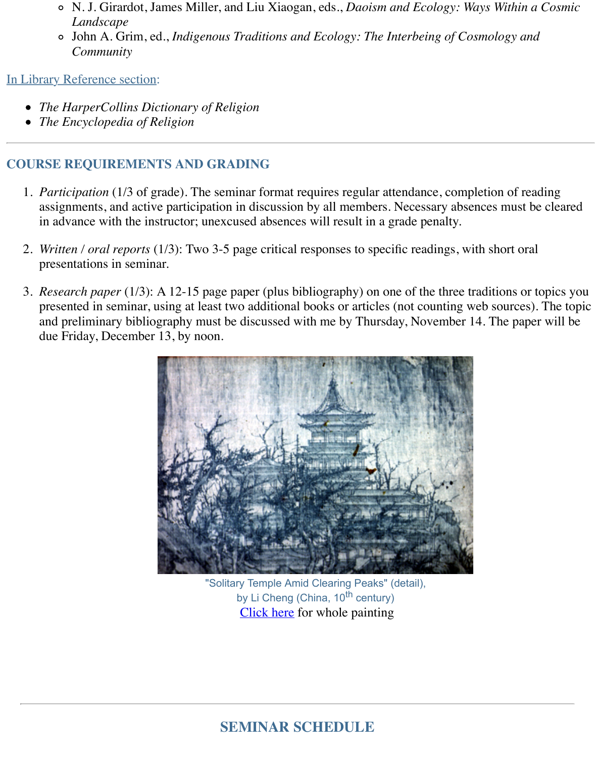- N. J. Girardot, James Miller, and Liu Xiaogan, eds., *Daoism and Ecology: Ways Within a Cosmic Landscape*
- John A. Grim, ed., *Indigenous Traditions and Ecology: The Interbeing of Cosmology and Community*

In Library Reference section:

- *The HarperCollins Dictionary of Religion*
- *The Encyclopedia of Religion*

---

## COURSE REQUIREMENTS AND GRADING

1. *Participation* (1/3 of grade). The seminar format requires regular attendance, completion of reading assignments, and active participation in discussion by all members. Necessary absences must be cleared in advance with the instructor; unexcused absences will result in a grade penalty.

2. *Written / oral reports* (1/3): Two 3-5 page critical responses to specific readings, with short oral presentations in seminar.

3. *Research paper* (1/3): A 12-15 page paper (plus bibliography) on one of the three traditions or topics you presented in seminar, using at least two additional books or articles (not counting web sources). The topic and preliminary bibliography must be discussed with me by Thursday, November 14. The paper will be due Friday, December 13, by noon.

"Solitary Temple Amid Clearing Peaks" (detail),
by Li Cheng (China, 10th century)
Click here for whole painting

---

## SEMINAR SCHEDULE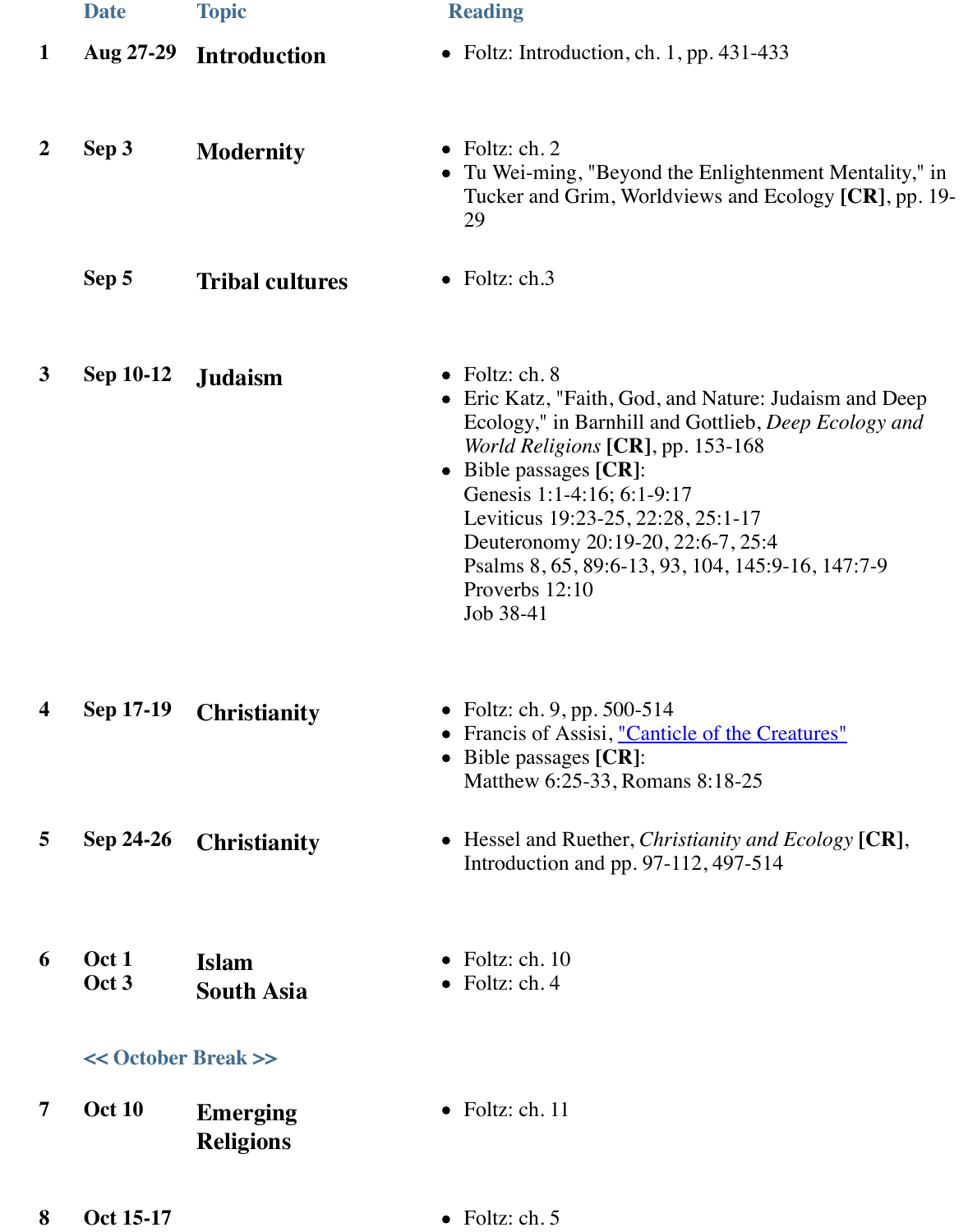| | Date | Topic | Reading |
|---|---|---|---|
| 1 | **Aug 27-29** | **Introduction** | • Foltz: Introduction, ch. 1, pp. 431-433 |
| 2 | **Sep 3** | **Modernity** | • Foltz: ch. 2<br>• Tu Wei-ming, "Beyond the Enlightenment Mentality," in Tucker and Grim, Worldviews and Ecology **[CR]**, pp. 19-29 |
| | **Sep 5** | **Tribal cultures** | • Foltz: ch.3 |
| 3 | **Sep 10-12** | **Judaism** | • Foltz: ch. 8<br>• Eric Katz, "Faith, God, and Nature: Judaism and Deep Ecology," in Barnhill and Gottlieb, *Deep Ecology and World Religions* **[CR]**, pp. 153-168<br>• Bible passages **[CR]**:<br>Genesis 1:1-4:16; 6:1-9:17<br>Leviticus 19:23-25, 22:28, 25:1-17<br>Deuteronomy 20:19-20, 22:6-7, 25:4<br>Psalms 8, 65, 89:6-13, 93, 104, 145:9-16, 147:7-9<br>Proverbs 12:10<br>Job 38-41 |
| 4 | **Sep 17-19** | **Christianity** | • Foltz: ch. 9, pp. 500-514<br>• Francis of Assisi, "Canticle of the Creatures"<br>• Bible passages **[CR]**:<br>Matthew 6:25-33, Romans 8:18-25 |
| 5 | **Sep 24-26** | **Christianity** | • Hessel and Ruether, *Christianity and Ecology* **[CR]**, Introduction and pp. 97-112, 497-514 |
| 6 | **Oct 1**<br>**Oct 3** | **Islam**<br>**South Asia** | • Foltz: ch. 10<br>• Foltz: ch. 4 |
| | **<< October Break >>** | | |
| 7 | **Oct 10** | **Emerging Religions** | • Foltz: ch. 11 |
| 8 | **Oct 15-17** | | • Foltz: ch. 5 |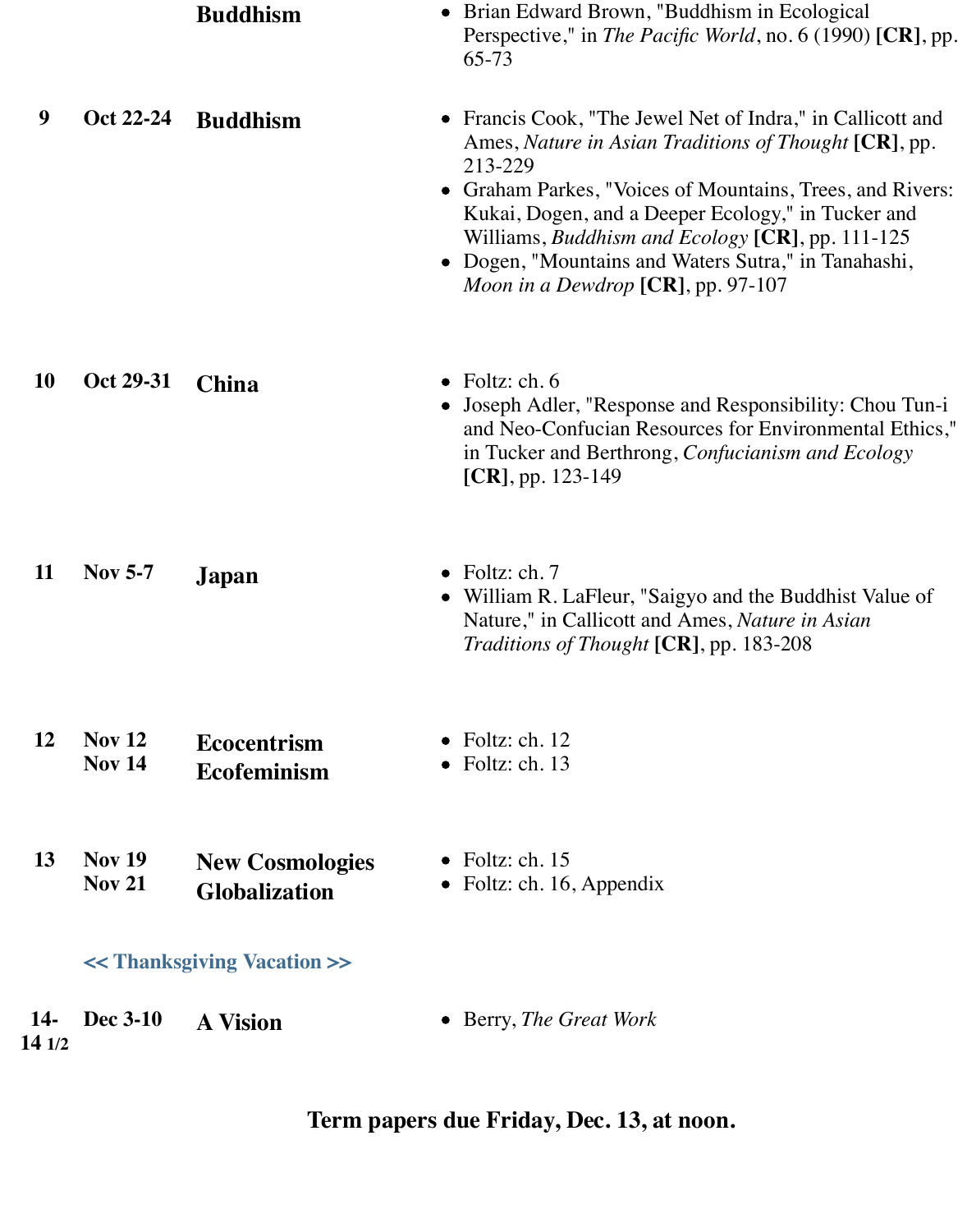| | | | |
|---|---|---|---|
| | | **Buddhism** | • Brian Edward Brown, "Buddhism in Ecological Perspective," in *The Pacific World*, no. 6 (1990) **[CR]**, pp. 65-73 |
| **9** | **Oct 22-24** | **Buddhism** | • Francis Cook, "The Jewel Net of Indra," in Callicott and Ames, *Nature in Asian Traditions of Thought* **[CR]**, pp. 213-229<br>• Graham Parkes, "Voices of Mountains, Trees, and Rivers: Kukai, Dogen, and a Deeper Ecology," in Tucker and Williams, *Buddhism and Ecology* **[CR]**, pp. 111-125<br>• Dogen, "Mountains and Waters Sutra," in Tanahashi, *Moon in a Dewdrop* **[CR]**, pp. 97-107 |
| **10** | **Oct 29-31** | **China** | • Foltz: ch. 6<br>• Joseph Adler, "Response and Responsibility: Chou Tun-i and Neo-Confucian Resources for Environmental Ethics," in Tucker and Berthrong, *Confucianism and Ecology* **[CR]**, pp. 123-149 |
| **11** | **Nov 5-7** | **Japan** | • Foltz: ch. 7<br>• William R. LaFleur, "Saigyo and the Buddhist Value of Nature," in Callicott and Ames, *Nature in Asian Traditions of Thought* **[CR]**, pp. 183-208 |
| **12** | **Nov 12**<br>**Nov 14** | **Ecocentrism**<br>**Ecofeminism** | • Foltz: ch. 12<br>• Foltz: ch. 13 |
| **13** | **Nov 19**<br>**Nov 21** | **New Cosmologies**<br>**Globalization** | • Foltz: ch. 15<br>• Foltz: ch. 16, Appendix |
| | **<< Thanksgiving Vacation >>** | | |
| **14-14 1/2** | **Dec 3-10** | **A Vision** | • Berry, *The Great Work* |

**Term papers due Friday, Dec. 13, at noon.**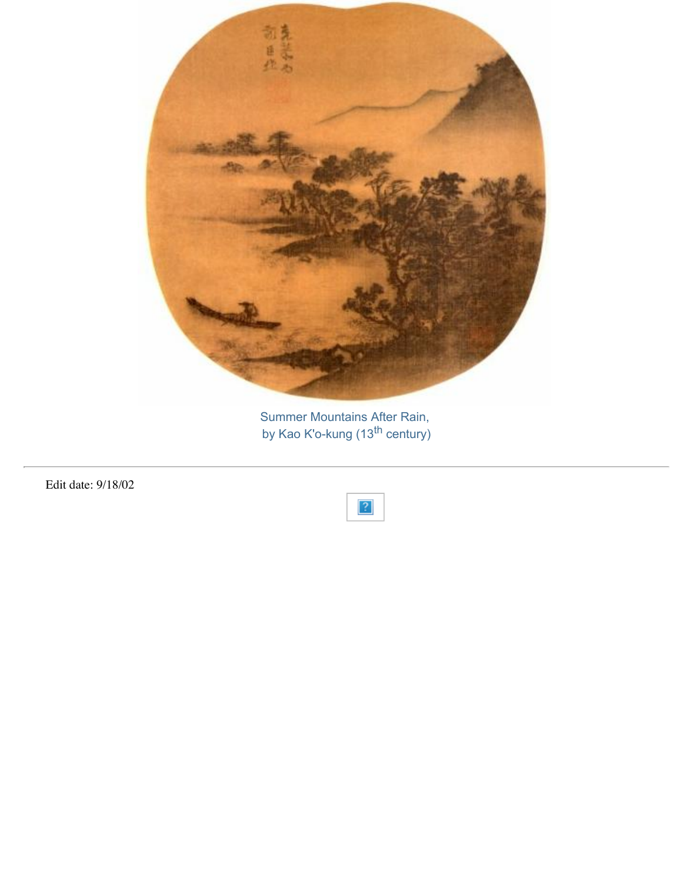Summer Mountains After Rain,
by Kao K'o-kung (13th century)

---

Edit date: 9/18/02